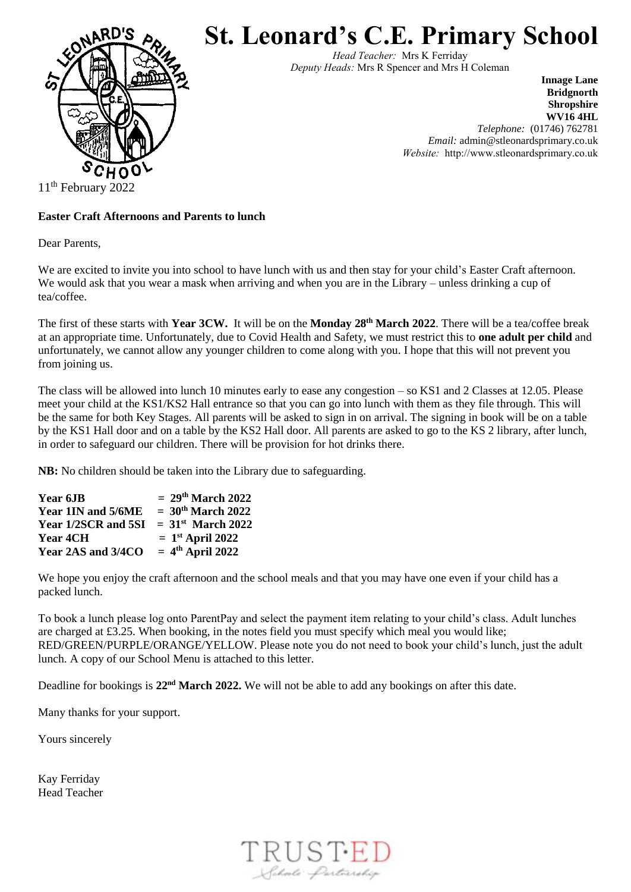# St. Leonard's C.E. Primary School

*Head Teacher:* Mrs K Ferriday
*Deputy Heads:* Mrs R Spencer and Mrs H Coleman

**Innage Lane**
**Bridgnorth**
**Shropshire**
**WV16 4HL**
*Telephone:* (01746) 762781
*Email:* admin@stleonardsprimary.co.uk
*Website:* http://www.stleonardsprimary.co.uk

11th February 2022

**Easter Craft Afternoons and Parents to lunch**

Dear Parents,

We are excited to invite you into school to have lunch with us and then stay for your child's Easter Craft afternoon. We would ask that you wear a mask when arriving and when you are in the Library – unless drinking a cup of tea/coffee.

The first of these starts with **Year 3CW.** It will be on the **Monday 28th March 2022**. There will be a tea/coffee break at an appropriate time. Unfortunately, due to Covid Health and Safety, we must restrict this to **one adult per child** and unfortunately, we cannot allow any younger children to come along with you. I hope that this will not prevent you from joining us.

The class will be allowed into lunch 10 minutes early to ease any congestion – so KS1 and 2 Classes at 12.05. Please meet your child at the KS1/KS2 Hall entrance so that you can go into lunch with them as they file through. This will be the same for both Key Stages. All parents will be asked to sign in on arrival. The signing in book will be on a table by the KS1 Hall door and on a table by the KS2 Hall door. All parents are asked to go to the KS 2 library, after lunch, in order to safeguard our children. There will be provision for hot drinks there.

**NB:** No children should be taken into the Library due to safeguarding.

**Year 6JB = 29th March 2022**
**Year 1IN and 5/6ME = 30th March 2022**
**Year 1/2SCR and 5SI = 31st March 2022**
**Year 4CH = 1st April 2022**
**Year 2AS and 3/4CO = 4th April 2022**

We hope you enjoy the craft afternoon and the school meals and that you may have one even if your child has a packed lunch.

To book a lunch please log onto ParentPay and select the payment item relating to your child's class. Adult lunches are charged at £3.25. When booking, in the notes field you must specify which meal you would like; RED/GREEN/PURPLE/ORANGE/YELLOW. Please note you do not need to book your child's lunch, just the adult lunch. A copy of our School Menu is attached to this letter.

Deadline for bookings is **22nd March 2022.** We will not be able to add any bookings on after this date.

Many thanks for your support.

Yours sincerely

Kay Ferriday
Head Teacher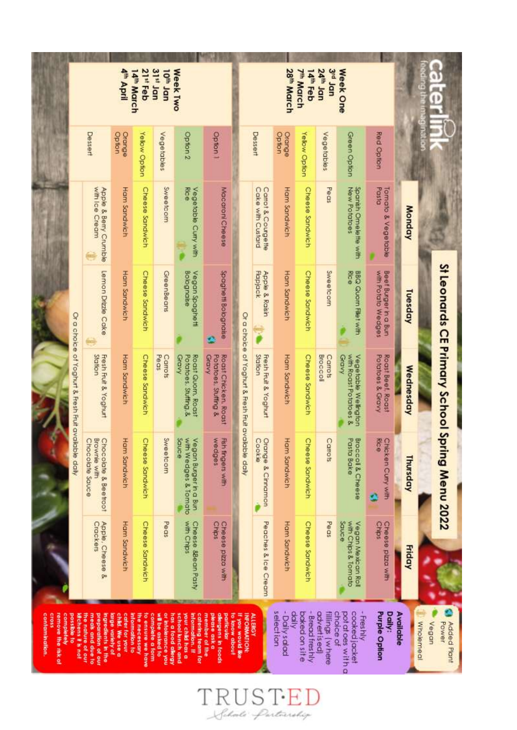caterlink
feeding the imagination

# St Leonards CE Primary School Spring Menu 2022

## Week One
3rd Jan
24th Jan
14th Feb
7th March
28th March

| | Monday | Tuesday | Wednesday | Thursday | Friday |
|---|---|---|---|---|---|
| Red Option | Tomato & Vegetable Pasta | Beef Burger in a Bun with Potato Wedges | Roast Beef, Roast Potatoes & Gravy | Chicken Curry with Rice | Cheese pizza with Chips |
| Green Option | Spanish Omelette with New Potatoes | BBQ Quorn Fillet with Rice | Vegetable Wellington with Roast Potatoes & Gravy | Broccoli & Cheese Pasta Bake | Vegan Mexican Roll with Chips & Tomato Sauce |
| Vegetables | Peas | Sweetcorn | Carrots Broccoli | Carrots | Peas |
| Yellow Option | Cheese Sandwich | Cheese Sandwich | Cheese Sandwich | Cheese Sandwich | Cheese Sandwich |
| Orange Option | Ham Sandwich | Ham Sandwich | Ham Sandwich | Ham Sandwich | Ham Sandwich |
| Dessert | Carrot & Courgette Cake with Custard | Apple & Raisin Flapjack | Fresh Fruit & Yoghurt Station | Orange & Cinnamon Cookie | Peaches & Ice Cream |

Or a choice of Yoghurt & Fresh Fruit available daily

## Week Two
10th Jan
31st Jan
21st Feb
14th March
4th April

| | Monday | Tuesday | Wednesday | Thursday | Friday |
|---|---|---|---|---|---|
| Option 1 | Macaroni Cheese | Spaghetti Bolognaise | Roast Chicken, Roast Potatoes, Stuffing & Gravy | Fish fingers with wedges | Cheese pizza with Chips |
| Option 2 | Vegetable Curry with Rice | Vegan Spaghetti Bolognaise | Roast Quorn, Roast Potatoes, Stuffing & Gravy | Vegan Burger in a Bun with Wedges & Tomato Sauce | Cheese &Bean Pasty with Chips |
| Vegetables | Sweetcorn | GreenBeans | Carrots Peas | Sweetcorn | Peas |
| Yellow Option | Cheese Sandwich | Cheese Sandwich | Cheese Sandwich | Cheese Sandwich | Cheese Sandwich |
| Orange Option | Ham Sandwich | Ham Sandwich | Ham Sandwich | Ham Sandwich | Ham Sandwich |
| Dessert | Apple & Berry Crumble with Ice Cream | Lemon Drizzle Cake | Fresh Fruit & Yoghurt Station | Chocolate & Beetroot Brownie with Chocolate Sauce | Apple, Cheese & Crackers |

Or a choice of Yoghurt & Fresh Fruit available daily

Added Plant Power
Vegan
Wholemeal

**Available Daily: Purple Option**

- Freshly cooked jacket potatoes with a choice of fillings (where advertised)
- Bread freshly baked on site daily
- Daily salad selection

**ALLERGY INFORMATION:** If you would like to know about particular allergens in foods please ask a member of the catering team for information. If your child has a school lunch and has a food allergy or intolerance you will be asked to complete a form to ensure we have the necessary information to cater for your child. We use a large variety of ingredients in the preparation of our meals and due to the nature of our kitchens it is not possible to completely remove the risk of cross contamination.

TRUST·ED
Schools Partnership